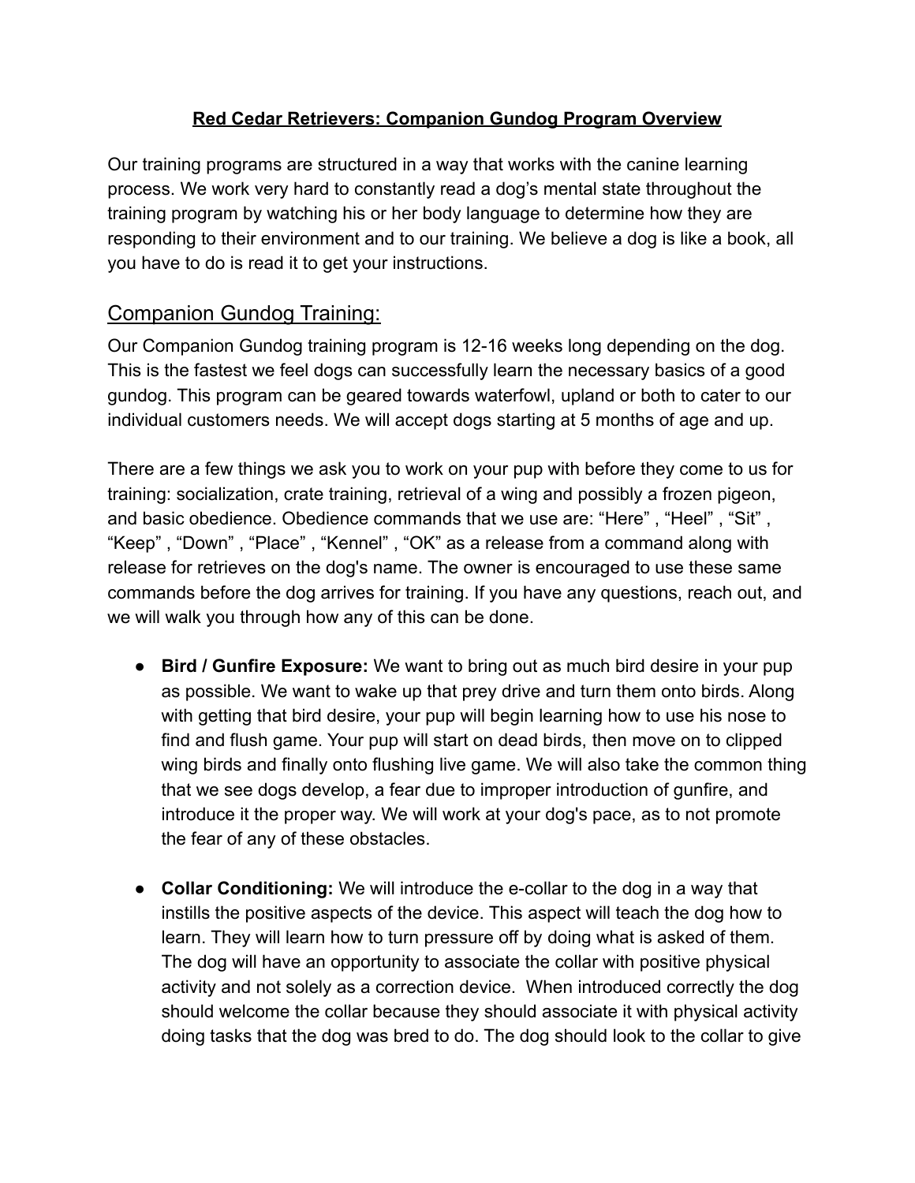**Red Cedar Retrievers: Companion Gundog Program Overview**

Our training programs are structured in a way that works with the canine learning process. We work very hard to constantly read a dog's mental state throughout the training program by watching his or her body language to determine how they are responding to their environment and to our training. We believe a dog is like a book, all you have to do is read it to get your instructions.

## Companion Gundog Training:

Our Companion Gundog training program is 12-16 weeks long depending on the dog. This is the fastest we feel dogs can successfully learn the necessary basics of a good gundog. This program can be geared towards waterfowl, upland or both to cater to our individual customers needs. We will accept dogs starting at 5 months of age and up.

There are a few things we ask you to work on your pup with before they come to us for training: socialization, crate training, retrieval of a wing and possibly a frozen pigeon, and basic obedience. Obedience commands that we use are: "Here" , "Heel" , "Sit" , "Keep" , "Down" , "Place" , "Kennel" , "OK" as a release from a command along with release for retrieves on the dog's name. The owner is encouraged to use these same commands before the dog arrives for training. If you have any questions, reach out, and we will walk you through how any of this can be done.

- **Bird / Gunfire Exposure:** We want to bring out as much bird desire in your pup as possible. We want to wake up that prey drive and turn them onto birds. Along with getting that bird desire, your pup will begin learning how to use his nose to find and flush game. Your pup will start on dead birds, then move on to clipped wing birds and finally onto flushing live game. We will also take the common thing that we see dogs develop, a fear due to improper introduction of gunfire, and introduce it the proper way. We will work at your dog's pace, as to not promote the fear of any of these obstacles.

- **Collar Conditioning:** We will introduce the e-collar to the dog in a way that instills the positive aspects of the device. This aspect will teach the dog how to learn. They will learn how to turn pressure off by doing what is asked of them. The dog will have an opportunity to associate the collar with positive physical activity and not solely as a correction device. When introduced correctly the dog should welcome the collar because they should associate it with physical activity doing tasks that the dog was bred to do. The dog should look to the collar to give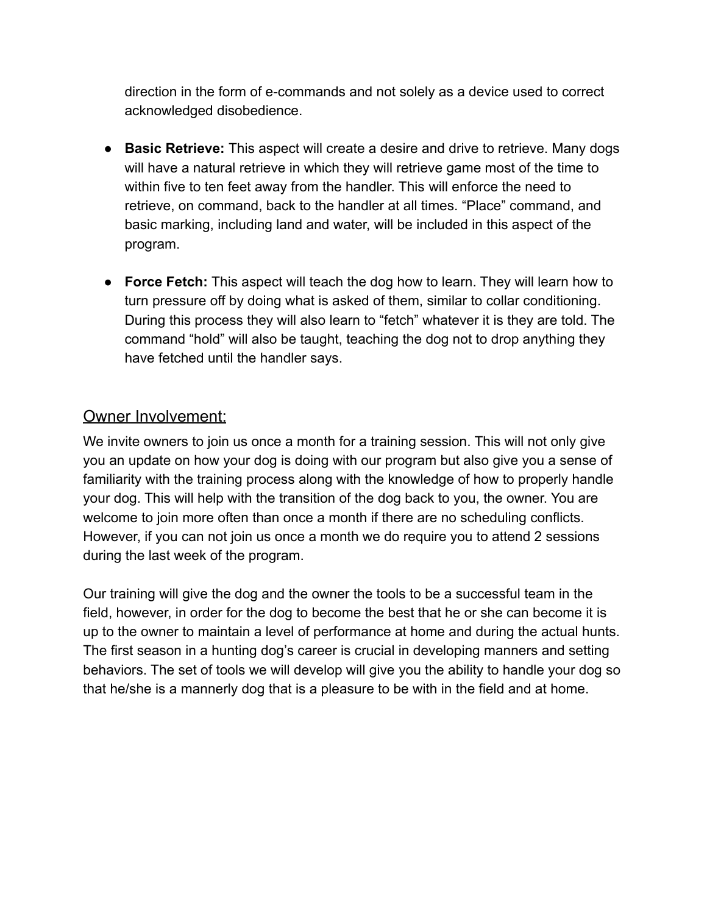direction in the form of e-commands and not solely as a device used to correct acknowledged disobedience.

- **Basic Retrieve:** This aspect will create a desire and drive to retrieve. Many dogs will have a natural retrieve in which they will retrieve game most of the time to within five to ten feet away from the handler. This will enforce the need to retrieve, on command, back to the handler at all times. "Place" command, and basic marking, including land and water, will be included in this aspect of the program.

- **Force Fetch:** This aspect will teach the dog how to learn. They will learn how to turn pressure off by doing what is asked of them, similar to collar conditioning. During this process they will also learn to "fetch" whatever it is they are told. The command "hold" will also be taught, teaching the dog not to drop anything they have fetched until the handler says.

## Owner Involvement:

We invite owners to join us once a month for a training session. This will not only give you an update on how your dog is doing with our program but also give you a sense of familiarity with the training process along with the knowledge of how to properly handle your dog. This will help with the transition of the dog back to you, the owner. You are welcome to join more often than once a month if there are no scheduling conflicts. However, if you can not join us once a month we do require you to attend 2 sessions during the last week of the program.

Our training will give the dog and the owner the tools to be a successful team in the field, however, in order for the dog to become the best that he or she can become it is up to the owner to maintain a level of performance at home and during the actual hunts. The first season in a hunting dog's career is crucial in developing manners and setting behaviors. The set of tools we will develop will give you the ability to handle your dog so that he/she is a mannerly dog that is a pleasure to be with in the field and at home.